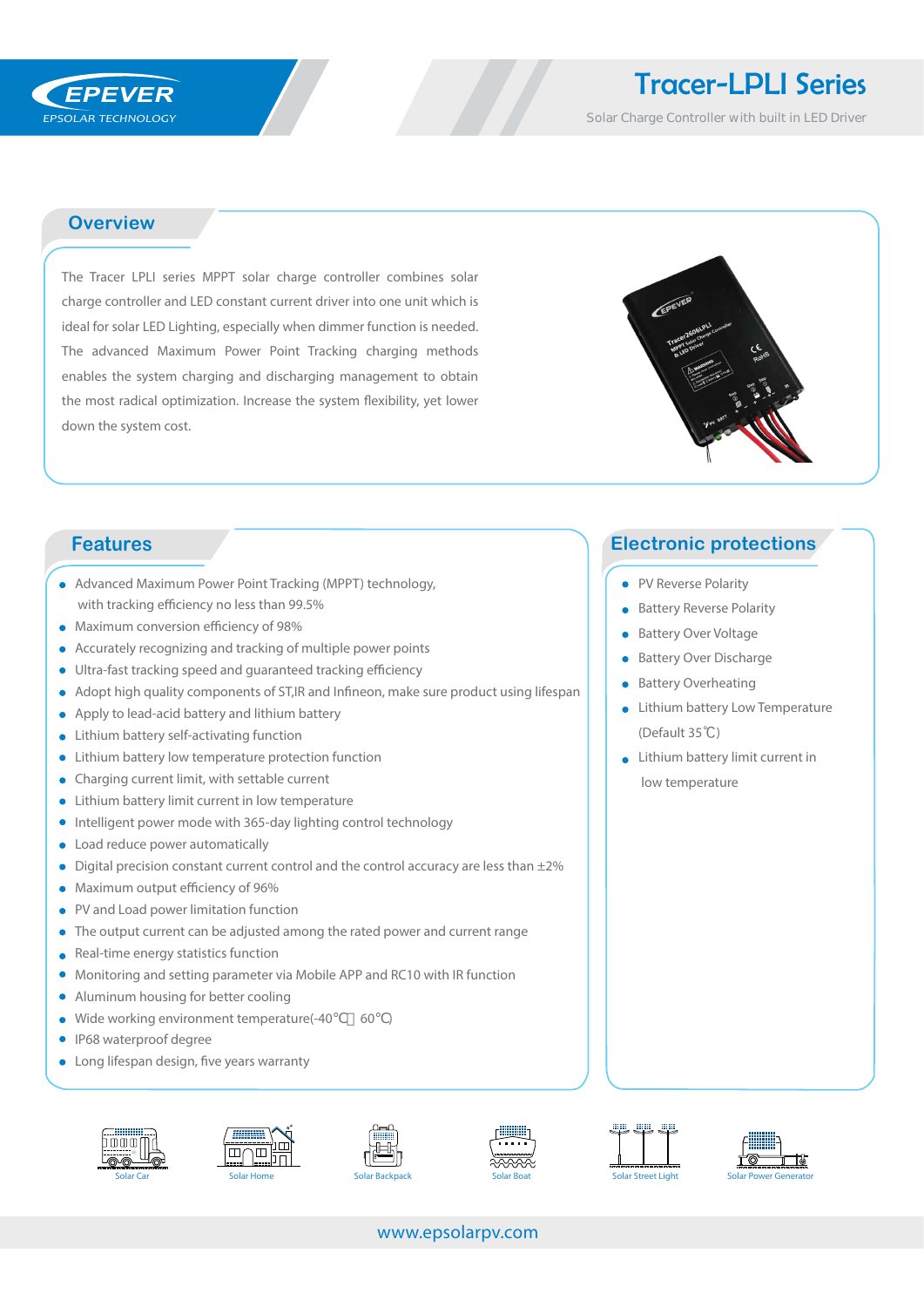EPEVER
EPSOLAR TECHNOLOGY

# Tracer-LPLI Series

Solar Charge Controller with built in LED Driver

## Overview

The Tracer LPLI series MPPT solar charge controller combines solar charge controller and LED constant current driver into one unit which is ideal for solar LED Lighting, especially when dimmer function is needed. The advanced Maximum Power Point Tracking charging methods enables the system charging and discharging management to obtain the most radical optimization. Increase the system flexibility, yet lower down the system cost.

## Features

- Advanced Maximum Power Point Tracking (MPPT) technology, with tracking efficiency no less than 99.5%
- Maximum conversion efficiency of 98%
- Accurately recognizing and tracking of multiple power points
- Ultra-fast tracking speed and guaranteed tracking efficiency
- Adopt high quality components of ST,IR and Infineon, make sure product using lifespan
- Apply to lead-acid battery and lithium battery
- Lithium battery self-activating function
- Lithium battery low temperature protection function
- Charging current limit, with settable current
- Lithium battery limit current in low temperature
- Intelligent power mode with 365-day lighting control technology
- Load reduce power automatically
- Digital precision constant current control and the control accuracy are less than ±2%
- Maximum output efficiency of 96%
- PV and Load power limitation function
- The output current can be adjusted among the rated power and current range
- Real-time energy statistics function
- Monitoring and setting parameter via Mobile APP and RC10 with IR function
- Aluminum housing for better cooling
- Wide working environment temperature(-40℃～60℃)
- IP68 waterproof degree
- Long lifespan design, five years warranty

## Electronic protections

- PV Reverse Polarity
- Battery Reverse Polarity
- Battery Over Voltage
- Battery Over Discharge
- Battery Overheating
- Lithium battery Low Temperature (Default 35℃)
- Lithium battery limit current in low temperature

Solar Car | Solar Home | Solar Backpack | Solar Boat | Solar Street Light | Solar Power Generator

www.epsolarpv.com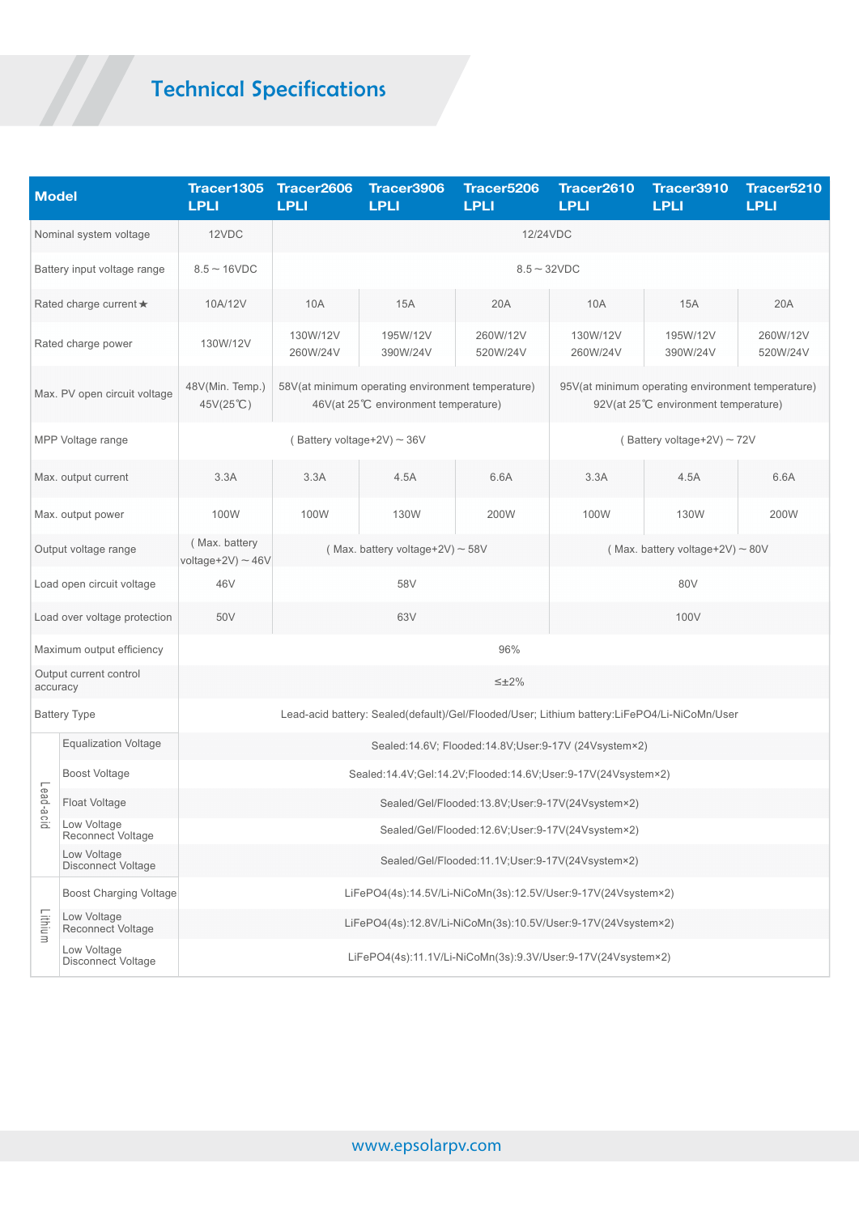## Technical Specifications

| Model | | Tracer1305 LPLI | Tracer2606 LPLI | Tracer3906 LPLI | Tracer5206 LPLI | Tracer2610 LPLI | Tracer3910 LPLI | Tracer5210 LPLI |
|---|---|---|---|---|---|---|---|---|
| Nominal system voltage | | 12VDC | 12/24VDC | | | | | |
| Battery input voltage range | | 8.5～16VDC | 8.5～32VDC | | | | | |
| Rated charge current★ | | 10A/12V | 10A | 15A | 20A | 10A | 15A | 20A |
| Rated charge power | | 130W/12V | 130W/12V 260W/24V | 195W/12V 390W/24V | 260W/12V 520W/24V | 130W/12V 260W/24V | 195W/12V 390W/24V | 260W/12V 520W/24V |
| Max. PV open circuit voltage | | 48V(Min. Temp.) 45V(25℃) | 58V(at minimum operating environment temperature) 46V(at 25℃ environment temperature) | | | 95V(at minimum operating environment temperature) 92V(at 25℃ environment temperature) | | |
| MPP Voltage range | | (Battery voltage+2V)～36V | | | | (Battery voltage+2V)～72V | | |
| Max. output current | | 3.3A | 3.3A | 4.5A | 6.6A | 3.3A | 4.5A | 6.6A |
| Max. output power | | 100W | 100W | 130W | 200W | 100W | 130W | 200W |
| Output voltage range | | (Max. battery voltage+2V)～46V | (Max. battery voltage+2V)～58V | | | (Max. battery voltage+2V)～80V | | |
| Load open circuit voltage | | 46V | 58V | | | 80V | | |
| Load over voltage protection | | 50V | 63V | | | 100V | | |
| Maximum output efficiency | | 96% | | | | | | |
| Output current control accuracy | | ≤±2% | | | | | | |
| Battery Type | | Lead-acid battery: Sealed(default)/Gel/Flooded/User; Lithium battery:LiFePO4/Li-NiCoMn/User | | | | | | |
| Lead-acid | Equalization Voltage | Sealed:14.6V; Flooded:14.8V;User:9-17V (24Vsystem×2) | | | | | | |
| | Boost Voltage | Sealed:14.4V;Gel:14.2V;Flooded:14.6V;User:9-17V(24Vsystem×2) | | | | | | |
| | Float Voltage | Sealed/Gel/Flooded:13.8V;User:9-17V(24Vsystem×2) | | | | | | |
| | Low Voltage Reconnect Voltage | Sealed/Gel/Flooded:12.6V;User:9-17V(24Vsystem×2) | | | | | | |
| | Low Voltage Disconnect Voltage | Sealed/Gel/Flooded:11.1V;User:9-17V(24Vsystem×2) | | | | | | |
| Lithium | Boost Charging Voltage | LiFePO4(4s):14.5V/Li-NiCoMn(3s):12.5V/User:9-17V(24Vsystem×2) | | | | | | |
| | Low Voltage Reconnect Voltage | LiFePO4(4s):12.8V/Li-NiCoMn(3s):10.5V/User:9-17V(24Vsystem×2) | | | | | | |
| | Low Voltage Disconnect Voltage | LiFePO4(4s):11.1V/Li-NiCoMn(3s):9.3V/User:9-17V(24Vsystem×2) | | | | | | |

www.epsolarpv.com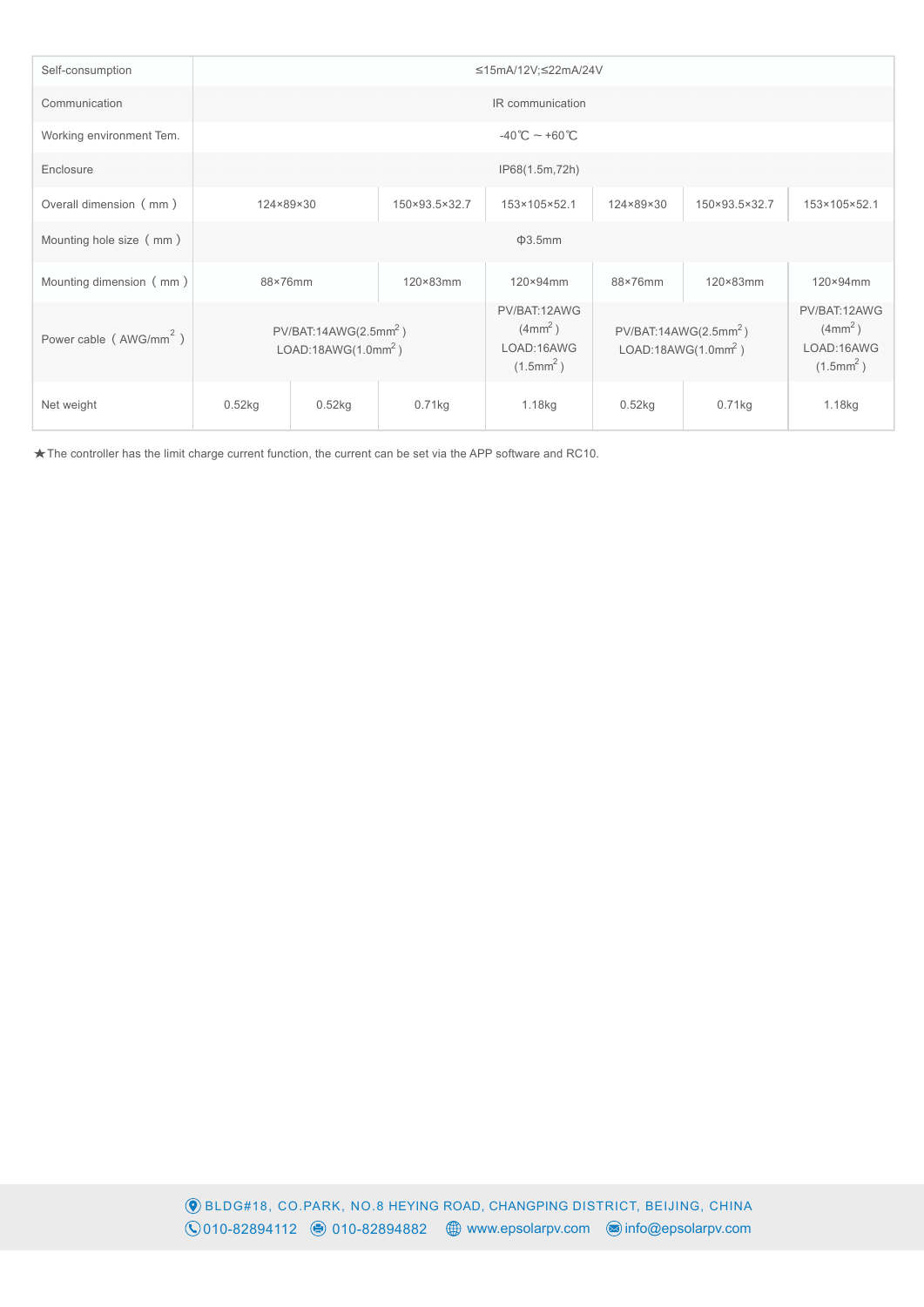| | | | | | | | |
|---|---|---|---|---|---|---|---|
| Self-consumption | ≤15mA/12V;≤22mA/24V | | | | | | |
| Communication | IR communication | | | | | | |
| Working environment Tem. | -40℃ ~ +60℃ | | | | | | |
| Enclosure | IP68(1.5m,72h) | | | | | | |
| Overall dimension（mm） | 124×89×30 | | 150×93.5×32.7 | 153×105×52.1 | 124×89×30 | 150×93.5×32.7 | 153×105×52.1 |
| Mounting hole size（mm） | Φ3.5mm | | | | | | |
| Mounting dimension（mm） | 88×76mm | | 120×83mm | 120×94mm | 88×76mm | 120×83mm | 120×94mm |
| Power cable（$AWG/mm^2$） | PV/BAT:14AWG(2.5$mm^2$) LOAD:18AWG(1.0$mm^2$) | | | PV/BAT:12AWG (4$mm^2$) LOAD:16AWG (1.5$mm^2$) | PV/BAT:14AWG(2.5$mm^2$) LOAD:18AWG(1.0$mm^2$) | | PV/BAT:12AWG (4$mm^2$) LOAD:16AWG (1.5$mm^2$) |
| Net weight | 0.52kg | 0.52kg | 0.71kg | 1.18kg | 0.52kg | 0.71kg | 1.18kg |

★The controller has the limit charge current function, the current can be set via the APP software and RC10.